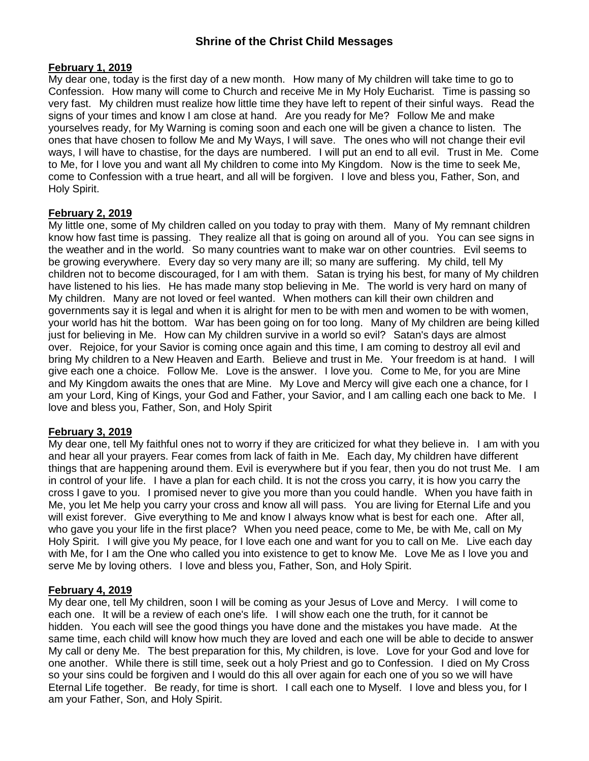# Shrine of the Christ Child Messages

**February 1, 2019**

My dear one, today is the first day of a new month. How many of My children will take time to go to Confession. How many will come to Church and receive Me in My Holy Eucharist. Time is passing so very fast. My children must realize how little time they have left to repent of their sinful ways. Read the signs of your times and know I am close at hand. Are you ready for Me? Follow Me and make yourselves ready, for My Warning is coming soon and each one will be given a chance to listen. The ones that have chosen to follow Me and My Ways, I will save. The ones who will not change their evil ways, I will have to chastise, for the days are numbered. I will put an end to all evil. Trust in Me. Come to Me, for I love you and want all My children to come into My Kingdom. Now is the time to seek Me, come to Confession with a true heart, and all will be forgiven. I love and bless you, Father, Son, and Holy Spirit.

**February 2, 2019**

My little one, some of My children called on you today to pray with them. Many of My remnant children know how fast time is passing. They realize all that is going on around all of you. You can see signs in the weather and in the world. So many countries want to make war on other countries. Evil seems to be growing everywhere. Every day so very many are ill; so many are suffering. My child, tell My children not to become discouraged, for I am with them. Satan is trying his best, for many of My children have listened to his lies. He has made many stop believing in Me. The world is very hard on many of My children. Many are not loved or feel wanted. When mothers can kill their own children and governments say it is legal and when it is alright for men to be with men and women to be with women, your world has hit the bottom. War has been going on for too long. Many of My children are being killed just for believing in Me. How can My children survive in a world so evil? Satan's days are almost over. Rejoice, for your Savior is coming once again and this time, I am coming to destroy all evil and bring My children to a New Heaven and Earth. Believe and trust in Me. Your freedom is at hand. I will give each one a choice. Follow Me. Love is the answer. I love you. Come to Me, for you are Mine and My Kingdom awaits the ones that are Mine. My Love and Mercy will give each one a chance, for I am your Lord, King of Kings, your God and Father, your Savior, and I am calling each one back to Me. I love and bless you, Father, Son, and Holy Spirit

**February 3, 2019**

My dear one, tell My faithful ones not to worry if they are criticized for what they believe in. I am with you and hear all your prayers. Fear comes from lack of faith in Me. Each day, My children have different things that are happening around them. Evil is everywhere but if you fear, then you do not trust Me. I am in control of your life. I have a plan for each child. It is not the cross you carry, it is how you carry the cross I gave to you. I promised never to give you more than you could handle. When you have faith in Me, you let Me help you carry your cross and know all will pass. You are living for Eternal Life and you will exist forever. Give everything to Me and know I always know what is best for each one. After all, who gave you your life in the first place? When you need peace, come to Me, be with Me, call on My Holy Spirit. I will give you My peace, for I love each one and want for you to call on Me. Live each day with Me, for I am the One who called you into existence to get to know Me. Love Me as I love you and serve Me by loving others. I love and bless you, Father, Son, and Holy Spirit.

**February 4, 2019**

My dear one, tell My children, soon I will be coming as your Jesus of Love and Mercy. I will come to each one. It will be a review of each one's life. I will show each one the truth, for it cannot be hidden. You each will see the good things you have done and the mistakes you have made. At the same time, each child will know how much they are loved and each one will be able to decide to answer My call or deny Me. The best preparation for this, My children, is love. Love for your God and love for one another. While there is still time, seek out a holy Priest and go to Confession. I died on My Cross so your sins could be forgiven and I would do this all over again for each one of you so we will have Eternal Life together. Be ready, for time is short. I call each one to Myself. I love and bless you, for I am your Father, Son, and Holy Spirit.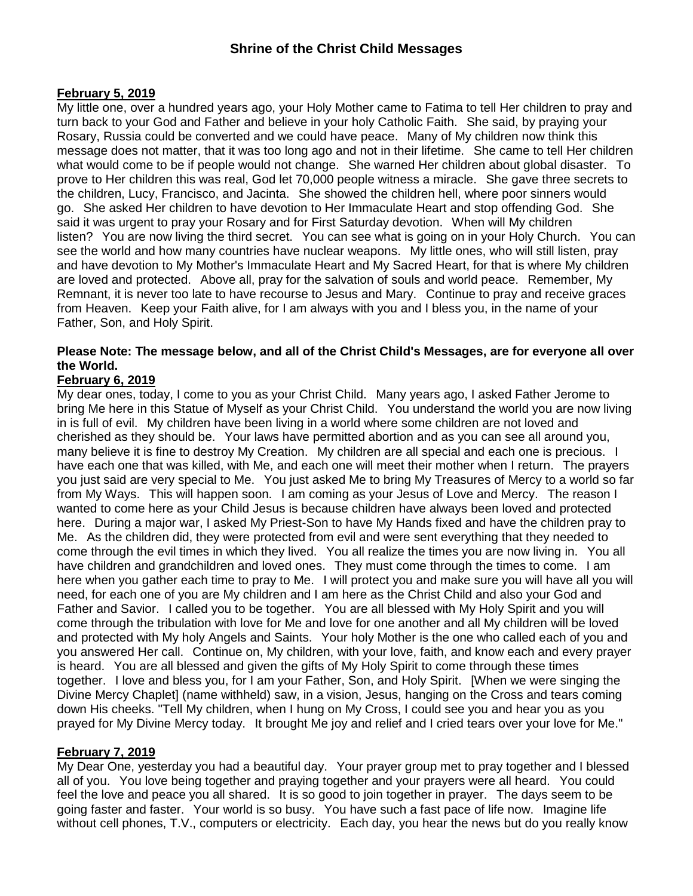## Shrine of the Christ Child Messages

**February 5, 2019**

My little one, over a hundred years ago, your Holy Mother came to Fatima to tell Her children to pray and turn back to your God and Father and believe in your holy Catholic Faith. She said, by praying your Rosary, Russia could be converted and we could have peace. Many of My children now think this message does not matter, that it was too long ago and not in their lifetime. She came to tell Her children what would come to be if people would not change. She warned Her children about global disaster. To prove to Her children this was real, God let 70,000 people witness a miracle. She gave three secrets to the children, Lucy, Francisco, and Jacinta. She showed the children hell, where poor sinners would go. She asked Her children to have devotion to Her Immaculate Heart and stop offending God. She said it was urgent to pray your Rosary and for First Saturday devotion. When will My children listen? You are now living the third secret. You can see what is going on in your Holy Church. You can see the world and how many countries have nuclear weapons. My little ones, who will still listen, pray and have devotion to My Mother's Immaculate Heart and My Sacred Heart, for that is where My children are loved and protected. Above all, pray for the salvation of souls and world peace. Remember, My Remnant, it is never too late to have recourse to Jesus and Mary. Continue to pray and receive graces from Heaven. Keep your Faith alive, for I am always with you and I bless you, in the name of your Father, Son, and Holy Spirit.

**Please Note: The message below, and all of the Christ Child's Messages, are for everyone all over the World.**

**February 6, 2019**

My dear ones, today, I come to you as your Christ Child. Many years ago, I asked Father Jerome to bring Me here in this Statue of Myself as your Christ Child. You understand the world you are now living in is full of evil. My children have been living in a world where some children are not loved and cherished as they should be. Your laws have permitted abortion and as you can see all around you, many believe it is fine to destroy My Creation. My children are all special and each one is precious. I have each one that was killed, with Me, and each one will meet their mother when I return. The prayers you just said are very special to Me. You just asked Me to bring My Treasures of Mercy to a world so far from My Ways. This will happen soon. I am coming as your Jesus of Love and Mercy. The reason I wanted to come here as your Child Jesus is because children have always been loved and protected here. During a major war, I asked My Priest-Son to have My Hands fixed and have the children pray to Me. As the children did, they were protected from evil and were sent everything that they needed to come through the evil times in which they lived. You all realize the times you are now living in. You all have children and grandchildren and loved ones. They must come through the times to come. I am here when you gather each time to pray to Me. I will protect you and make sure you will have all you will need, for each one of you are My children and I am here as the Christ Child and also your God and Father and Savior. I called you to be together. You are all blessed with My Holy Spirit and you will come through the tribulation with love for Me and love for one another and all My children will be loved and protected with My holy Angels and Saints. Your holy Mother is the one who called each of you and you answered Her call. Continue on, My children, with your love, faith, and know each and every prayer is heard. You are all blessed and given the gifts of My Holy Spirit to come through these times together. I love and bless you, for I am your Father, Son, and Holy Spirit. [When we were singing the Divine Mercy Chaplet] (name withheld) saw, in a vision, Jesus, hanging on the Cross and tears coming down His cheeks. "Tell My children, when I hung on My Cross, I could see you and hear you as you prayed for My Divine Mercy today. It brought Me joy and relief and I cried tears over your love for Me."

**February 7, 2019**

My Dear One, yesterday you had a beautiful day. Your prayer group met to pray together and I blessed all of you. You love being together and praying together and your prayers were all heard. You could feel the love and peace you all shared. It is so good to join together in prayer. The days seem to be going faster and faster. Your world is so busy. You have such a fast pace of life now. Imagine life without cell phones, T.V., computers or electricity. Each day, you hear the news but do you really know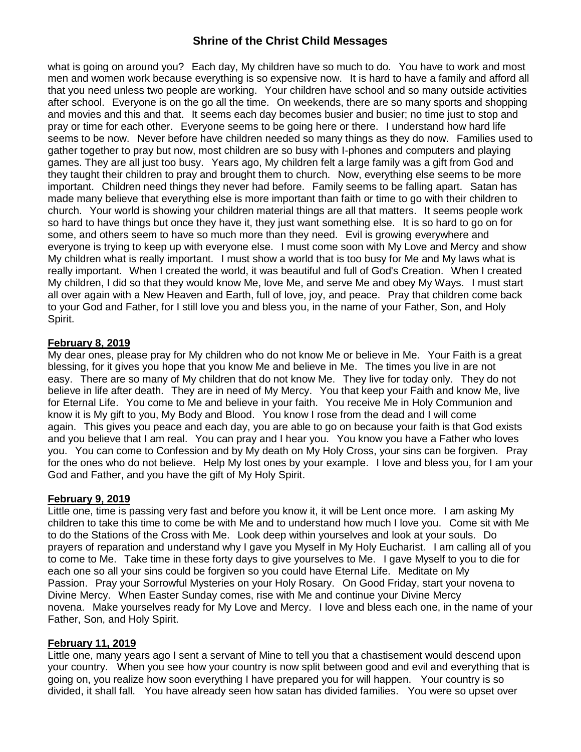what is going on around you? Each day, My children have so much to do. You have to work and most men and women work because everything is so expensive now. It is hard to have a family and afford all that you need unless two people are working. Your children have school and so many outside activities after school. Everyone is on the go all the time. On weekends, there are so many sports and shopping and movies and this and that. It seems each day becomes busier and busier; no time just to stop and pray or time for each other. Everyone seems to be going here or there. I understand how hard life seems to be now. Never before have children needed so many things as they do now. Families used to gather together to pray but now, most children are so busy with I-phones and computers and playing games. They are all just too busy. Years ago, My children felt a large family was a gift from God and they taught their children to pray and brought them to church. Now, everything else seems to be more important. Children need things they never had before. Family seems to be falling apart. Satan has made many believe that everything else is more important than faith or time to go with their children to church. Your world is showing your children material things are all that matters. It seems people work so hard to have things but once they have it, they just want something else. It is so hard to go on for some, and others seem to have so much more than they need. Evil is growing everywhere and everyone is trying to keep up with everyone else. I must come soon with My Love and Mercy and show My children what is really important. I must show a world that is too busy for Me and My laws what is really important. When I created the world, it was beautiful and full of God's Creation. When I created My children, I did so that they would know Me, love Me, and serve Me and obey My Ways. I must start all over again with a New Heaven and Earth, full of love, joy, and peace. Pray that children come back to your God and Father, for I still love you and bless you, in the name of your Father, Son, and Holy Spirit.

**February 8, 2019**

My dear ones, please pray for My children who do not know Me or believe in Me. Your Faith is a great blessing, for it gives you hope that you know Me and believe in Me. The times you live in are not easy. There are so many of My children that do not know Me. They live for today only. They do not believe in life after death. They are in need of My Mercy. You that keep your Faith and know Me, live for Eternal Life. You come to Me and believe in your faith. You receive Me in Holy Communion and know it is My gift to you, My Body and Blood. You know I rose from the dead and I will come again. This gives you peace and each day, you are able to go on because your faith is that God exists and you believe that I am real. You can pray and I hear you. You know you have a Father who loves you. You can come to Confession and by My death on My Holy Cross, your sins can be forgiven. Pray for the ones who do not believe. Help My lost ones by your example. I love and bless you, for I am your God and Father, and you have the gift of My Holy Spirit.

**February 9, 2019**

Little one, time is passing very fast and before you know it, it will be Lent once more. I am asking My children to take this time to come be with Me and to understand how much I love you. Come sit with Me to do the Stations of the Cross with Me. Look deep within yourselves and look at your souls. Do prayers of reparation and understand why I gave you Myself in My Holy Eucharist. I am calling all of you to come to Me. Take time in these forty days to give yourselves to Me. I gave Myself to you to die for each one so all your sins could be forgiven so you could have Eternal Life. Meditate on My Passion. Pray your Sorrowful Mysteries on your Holy Rosary. On Good Friday, start your novena to Divine Mercy. When Easter Sunday comes, rise with Me and continue your Divine Mercy novena. Make yourselves ready for My Love and Mercy. I love and bless each one, in the name of your Father, Son, and Holy Spirit.

**February 11, 2019**

Little one, many years ago I sent a servant of Mine to tell you that a chastisement would descend upon your country. When you see how your country is now split between good and evil and everything that is going on, you realize how soon everything I have prepared you for will happen. Your country is so divided, it shall fall. You have already seen how satan has divided families. You were so upset over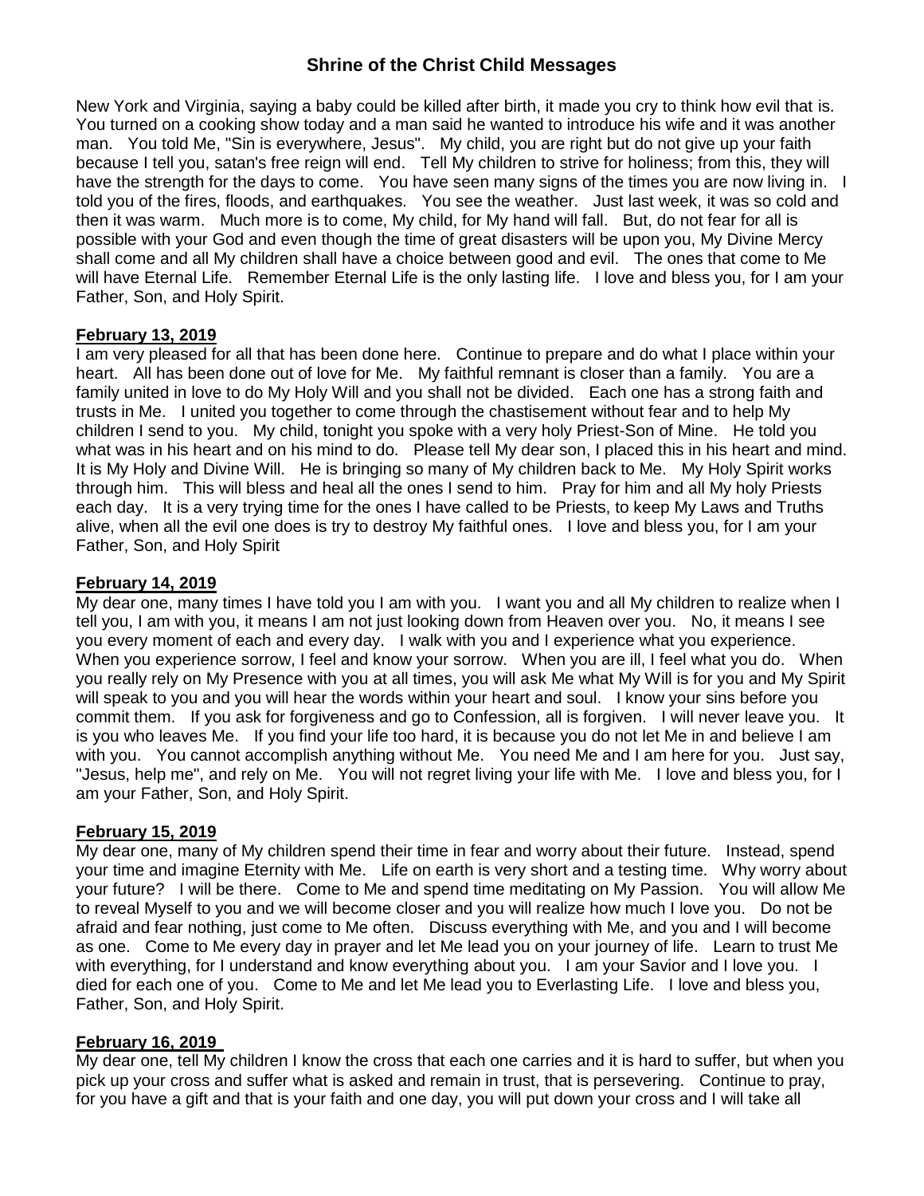New York and Virginia, saying a baby could be killed after birth, it made you cry to think how evil that is. You turned on a cooking show today and a man said he wanted to introduce his wife and it was another man. You told Me, "Sin is everywhere, Jesus". My child, you are right but do not give up your faith because I tell you, satan's free reign will end. Tell My children to strive for holiness; from this, they will have the strength for the days to come. You have seen many signs of the times you are now living in. I told you of the fires, floods, and earthquakes. You see the weather. Just last week, it was so cold and then it was warm. Much more is to come, My child, for My hand will fall. But, do not fear for all is possible with your God and even though the time of great disasters will be upon you, My Divine Mercy shall come and all My children shall have a choice between good and evil. The ones that come to Me will have Eternal Life. Remember Eternal Life is the only lasting life. I love and bless you, for I am your Father, Son, and Holy Spirit.

**February 13, 2019**

I am very pleased for all that has been done here. Continue to prepare and do what I place within your heart. All has been done out of love for Me. My faithful remnant is closer than a family. You are a family united in love to do My Holy Will and you shall not be divided. Each one has a strong faith and trusts in Me. I united you together to come through the chastisement without fear and to help My children I send to you. My child, tonight you spoke with a very holy Priest-Son of Mine. He told you what was in his heart and on his mind to do. Please tell My dear son, I placed this in his heart and mind. It is My Holy and Divine Will. He is bringing so many of My children back to Me. My Holy Spirit works through him. This will bless and heal all the ones I send to him. Pray for him and all My holy Priests each day. It is a very trying time for the ones I have called to be Priests, to keep My Laws and Truths alive, when all the evil one does is try to destroy My faithful ones. I love and bless you, for I am your Father, Son, and Holy Spirit

**February 14, 2019**

My dear one, many times I have told you I am with you. I want you and all My children to realize when I tell you, I am with you, it means I am not just looking down from Heaven over you. No, it means I see you every moment of each and every day. I walk with you and I experience what you experience. When you experience sorrow, I feel and know your sorrow. When you are ill, I feel what you do. When you really rely on My Presence with you at all times, you will ask Me what My Will is for you and My Spirit will speak to you and you will hear the words within your heart and soul. I know your sins before you commit them. If you ask for forgiveness and go to Confession, all is forgiven. I will never leave you. It is you who leaves Me. If you find your life too hard, it is because you do not let Me in and believe I am with you. You cannot accomplish anything without Me. You need Me and I am here for you. Just say, "Jesus, help me", and rely on Me. You will not regret living your life with Me. I love and bless you, for I am your Father, Son, and Holy Spirit.

**February 15, 2019**

My dear one, many of My children spend their time in fear and worry about their future. Instead, spend your time and imagine Eternity with Me. Life on earth is very short and a testing time. Why worry about your future? I will be there. Come to Me and spend time meditating on My Passion. You will allow Me to reveal Myself to you and we will become closer and you will realize how much I love you. Do not be afraid and fear nothing, just come to Me often. Discuss everything with Me, and you and I will become as one. Come to Me every day in prayer and let Me lead you on your journey of life. Learn to trust Me with everything, for I understand and know everything about you. I am your Savior and I love you. I died for each one of you. Come to Me and let Me lead you to Everlasting Life. I love and bless you, Father, Son, and Holy Spirit.

**February 16, 2019**

My dear one, tell My children I know the cross that each one carries and it is hard to suffer, but when you pick up your cross and suffer what is asked and remain in trust, that is persevering. Continue to pray, for you have a gift and that is your faith and one day, you will put down your cross and I will take all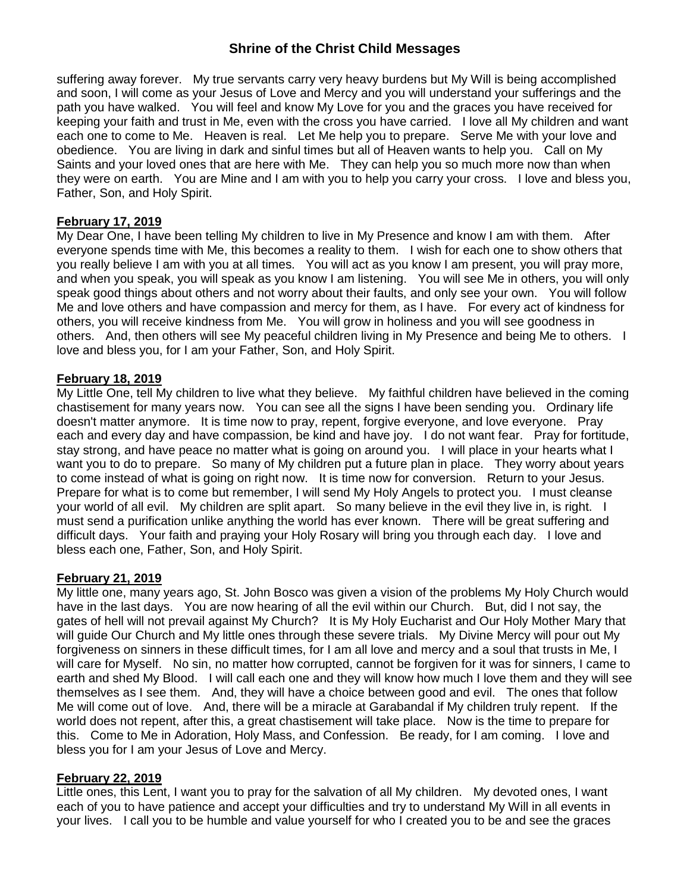suffering away forever. My true servants carry very heavy burdens but My Will is being accomplished and soon, I will come as your Jesus of Love and Mercy and you will understand your sufferings and the path you have walked. You will feel and know My Love for you and the graces you have received for keeping your faith and trust in Me, even with the cross you have carried. I love all My children and want each one to come to Me. Heaven is real. Let Me help you to prepare. Serve Me with your love and obedience. You are living in dark and sinful times but all of Heaven wants to help you. Call on My Saints and your loved ones that are here with Me. They can help you so much more now than when they were on earth. You are Mine and I am with you to help you carry your cross. I love and bless you, Father, Son, and Holy Spirit.

**February 17, 2019**

My Dear One, I have been telling My children to live in My Presence and know I am with them. After everyone spends time with Me, this becomes a reality to them. I wish for each one to show others that you really believe I am with you at all times. You will act as you know I am present, you will pray more, and when you speak, you will speak as you know I am listening. You will see Me in others, you will only speak good things about others and not worry about their faults, and only see your own. You will follow Me and love others and have compassion and mercy for them, as I have. For every act of kindness for others, you will receive kindness from Me. You will grow in holiness and you will see goodness in others. And, then others will see My peaceful children living in My Presence and being Me to others. I love and bless you, for I am your Father, Son, and Holy Spirit.

**February 18, 2019**

My Little One, tell My children to live what they believe. My faithful children have believed in the coming chastisement for many years now. You can see all the signs I have been sending you. Ordinary life doesn't matter anymore. It is time now to pray, repent, forgive everyone, and love everyone. Pray each and every day and have compassion, be kind and have joy. I do not want fear. Pray for fortitude, stay strong, and have peace no matter what is going on around you. I will place in your hearts what I want you to do to prepare. So many of My children put a future plan in place. They worry about years to come instead of what is going on right now. It is time now for conversion. Return to your Jesus. Prepare for what is to come but remember, I will send My Holy Angels to protect you. I must cleanse your world of all evil. My children are split apart. So many believe in the evil they live in, is right. I must send a purification unlike anything the world has ever known. There will be great suffering and difficult days. Your faith and praying your Holy Rosary will bring you through each day. I love and bless each one, Father, Son, and Holy Spirit.

**February 21, 2019**

My little one, many years ago, St. John Bosco was given a vision of the problems My Holy Church would have in the last days. You are now hearing of all the evil within our Church. But, did I not say, the gates of hell will not prevail against My Church? It is My Holy Eucharist and Our Holy Mother Mary that will guide Our Church and My little ones through these severe trials. My Divine Mercy will pour out My forgiveness on sinners in these difficult times, for I am all love and mercy and a soul that trusts in Me, I will care for Myself. No sin, no matter how corrupted, cannot be forgiven for it was for sinners, I came to earth and shed My Blood. I will call each one and they will know how much I love them and they will see themselves as I see them. And, they will have a choice between good and evil. The ones that follow Me will come out of love. And, there will be a miracle at Garabandal if My children truly repent. If the world does not repent, after this, a great chastisement will take place. Now is the time to prepare for this. Come to Me in Adoration, Holy Mass, and Confession. Be ready, for I am coming. I love and bless you for I am your Jesus of Love and Mercy.

**February 22, 2019**

Little ones, this Lent, I want you to pray for the salvation of all My children. My devoted ones, I want each of you to have patience and accept your difficulties and try to understand My Will in all events in your lives. I call you to be humble and value yourself for who I created you to be and see the graces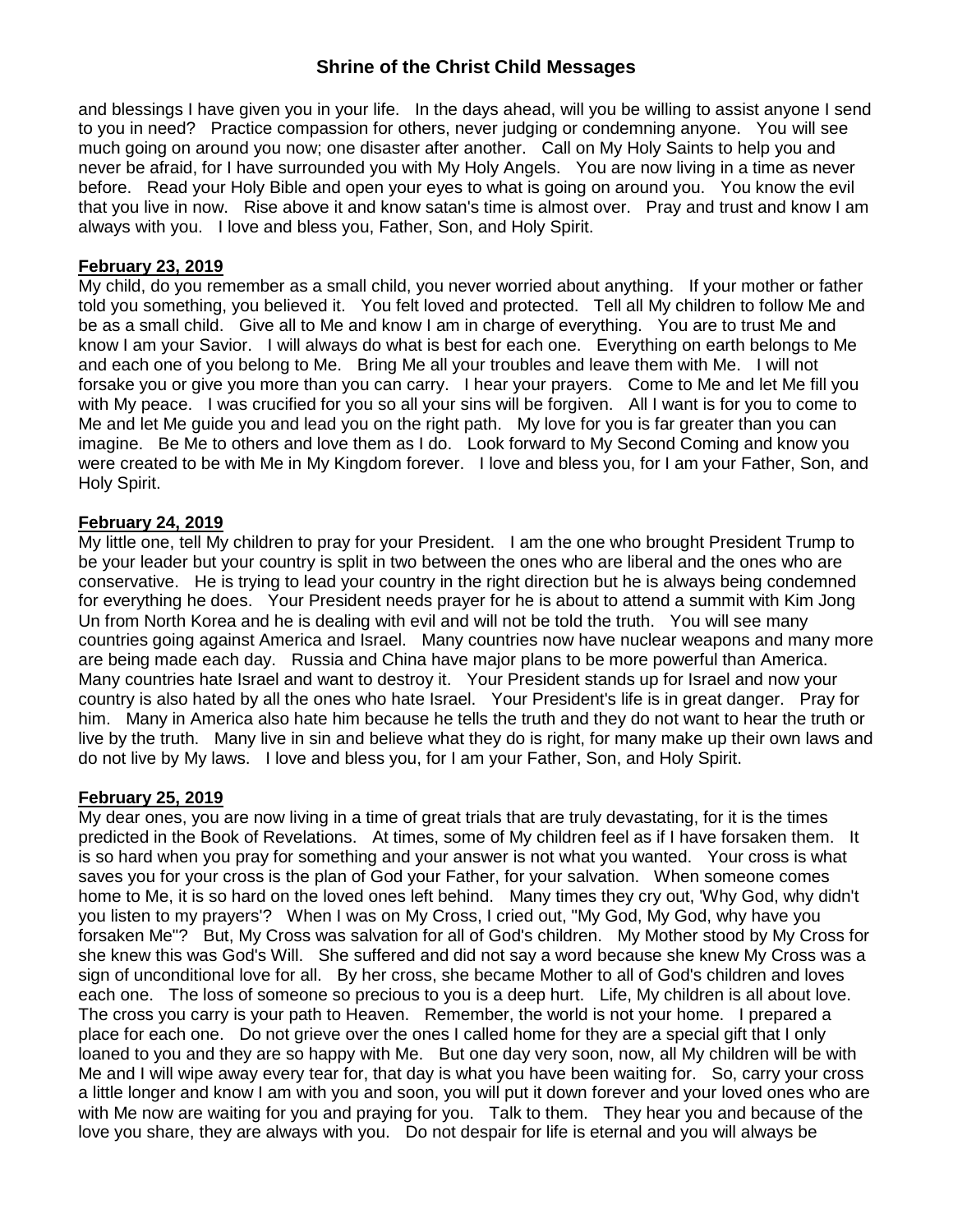and blessings I have given you in your life. In the days ahead, will you be willing to assist anyone I send to you in need? Practice compassion for others, never judging or condemning anyone. You will see much going on around you now; one disaster after another. Call on My Holy Saints to help you and never be afraid, for I have surrounded you with My Holy Angels. You are now living in a time as never before. Read your Holy Bible and open your eyes to what is going on around you. You know the evil that you live in now. Rise above it and know satan's time is almost over. Pray and trust and know I am always with you. I love and bless you, Father, Son, and Holy Spirit.

**February 23, 2019**

My child, do you remember as a small child, you never worried about anything. If your mother or father told you something, you believed it. You felt loved and protected. Tell all My children to follow Me and be as a small child. Give all to Me and know I am in charge of everything. You are to trust Me and know I am your Savior. I will always do what is best for each one. Everything on earth belongs to Me and each one of you belong to Me. Bring Me all your troubles and leave them with Me. I will not forsake you or give you more than you can carry. I hear your prayers. Come to Me and let Me fill you with My peace. I was crucified for you so all your sins will be forgiven. All I want is for you to come to Me and let Me guide you and lead you on the right path. My love for you is far greater than you can imagine. Be Me to others and love them as I do. Look forward to My Second Coming and know you were created to be with Me in My Kingdom forever. I love and bless you, for I am your Father, Son, and Holy Spirit.

**February 24, 2019**

My little one, tell My children to pray for your President. I am the one who brought President Trump to be your leader but your country is split in two between the ones who are liberal and the ones who are conservative. He is trying to lead your country in the right direction but he is always being condemned for everything he does. Your President needs prayer for he is about to attend a summit with Kim Jong Un from North Korea and he is dealing with evil and will not be told the truth. You will see many countries going against America and Israel. Many countries now have nuclear weapons and many more are being made each day. Russia and China have major plans to be more powerful than America. Many countries hate Israel and want to destroy it. Your President stands up for Israel and now your country is also hated by all the ones who hate Israel. Your President's life is in great danger. Pray for him. Many in America also hate him because he tells the truth and they do not want to hear the truth or live by the truth. Many live in sin and believe what they do is right, for many make up their own laws and do not live by My laws. I love and bless you, for I am your Father, Son, and Holy Spirit.

**February 25, 2019**

My dear ones, you are now living in a time of great trials that are truly devastating, for it is the times predicted in the Book of Revelations. At times, some of My children feel as if I have forsaken them. It is so hard when you pray for something and your answer is not what you wanted. Your cross is what saves you for your cross is the plan of God your Father, for your salvation. When someone comes home to Me, it is so hard on the loved ones left behind. Many times they cry out, 'Why God, why didn't you listen to my prayers'? When I was on My Cross, I cried out, "My God, My God, why have you forsaken Me"? But, My Cross was salvation for all of God's children. My Mother stood by My Cross for she knew this was God's Will. She suffered and did not say a word because she knew My Cross was a sign of unconditional love for all. By her cross, she became Mother to all of God's children and loves each one. The loss of someone so precious to you is a deep hurt. Life, My children is all about love. The cross you carry is your path to Heaven. Remember, the world is not your home. I prepared a place for each one. Do not grieve over the ones I called home for they are a special gift that I only loaned to you and they are so happy with Me. But one day very soon, now, all My children will be with Me and I will wipe away every tear for, that day is what you have been waiting for. So, carry your cross a little longer and know I am with you and soon, you will put it down forever and your loved ones who are with Me now are waiting for you and praying for you. Talk to them. They hear you and because of the love you share, they are always with you. Do not despair for life is eternal and you will always be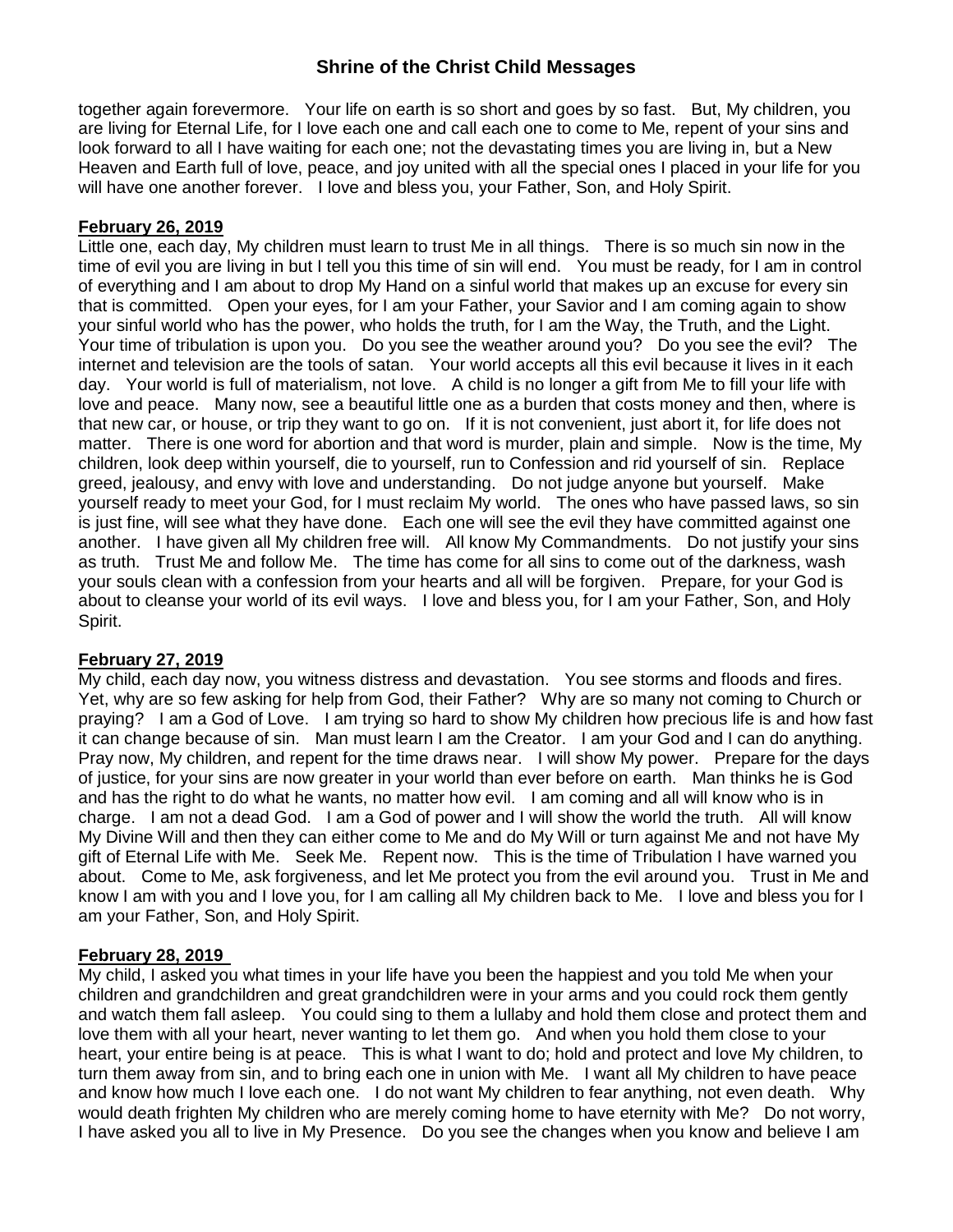together again forevermore. Your life on earth is so short and goes by so fast. But, My children, you are living for Eternal Life, for I love each one and call each one to come to Me, repent of your sins and look forward to all I have waiting for each one; not the devastating times you are living in, but a New Heaven and Earth full of love, peace, and joy united with all the special ones I placed in your life for you will have one another forever. I love and bless you, your Father, Son, and Holy Spirit.

**February 26, 2019**

Little one, each day, My children must learn to trust Me in all things. There is so much sin now in the time of evil you are living in but I tell you this time of sin will end. You must be ready, for I am in control of everything and I am about to drop My Hand on a sinful world that makes up an excuse for every sin that is committed. Open your eyes, for I am your Father, your Savior and I am coming again to show your sinful world who has the power, who holds the truth, for I am the Way, the Truth, and the Light. Your time of tribulation is upon you. Do you see the weather around you? Do you see the evil? The internet and television are the tools of satan. Your world accepts all this evil because it lives in it each day. Your world is full of materialism, not love. A child is no longer a gift from Me to fill your life with love and peace. Many now, see a beautiful little one as a burden that costs money and then, where is that new car, or house, or trip they want to go on. If it is not convenient, just abort it, for life does not matter. There is one word for abortion and that word is murder, plain and simple. Now is the time, My children, look deep within yourself, die to yourself, run to Confession and rid yourself of sin. Replace greed, jealousy, and envy with love and understanding. Do not judge anyone but yourself. Make yourself ready to meet your God, for I must reclaim My world. The ones who have passed laws, so sin is just fine, will see what they have done. Each one will see the evil they have committed against one another. I have given all My children free will. All know My Commandments. Do not justify your sins as truth. Trust Me and follow Me. The time has come for all sins to come out of the darkness, wash your souls clean with a confession from your hearts and all will be forgiven. Prepare, for your God is about to cleanse your world of its evil ways. I love and bless you, for I am your Father, Son, and Holy Spirit.

**February 27, 2019**

My child, each day now, you witness distress and devastation. You see storms and floods and fires. Yet, why are so few asking for help from God, their Father? Why are so many not coming to Church or praying? I am a God of Love. I am trying so hard to show My children how precious life is and how fast it can change because of sin. Man must learn I am the Creator. I am your God and I can do anything. Pray now, My children, and repent for the time draws near. I will show My power. Prepare for the days of justice, for your sins are now greater in your world than ever before on earth. Man thinks he is God and has the right to do what he wants, no matter how evil. I am coming and all will know who is in charge. I am not a dead God. I am a God of power and I will show the world the truth. All will know My Divine Will and then they can either come to Me and do My Will or turn against Me and not have My gift of Eternal Life with Me. Seek Me. Repent now. This is the time of Tribulation I have warned you about. Come to Me, ask forgiveness, and let Me protect you from the evil around you. Trust in Me and know I am with you and I love you, for I am calling all My children back to Me. I love and bless you for I am your Father, Son, and Holy Spirit.

**February 28, 2019**

My child, I asked you what times in your life have you been the happiest and you told Me when your children and grandchildren and great grandchildren were in your arms and you could rock them gently and watch them fall asleep. You could sing to them a lullaby and hold them close and protect them and love them with all your heart, never wanting to let them go. And when you hold them close to your heart, your entire being is at peace. This is what I want to do; hold and protect and love My children, to turn them away from sin, and to bring each one in union with Me. I want all My children to have peace and know how much I love each one. I do not want My children to fear anything, not even death. Why would death frighten My children who are merely coming home to have eternity with Me? Do not worry, I have asked you all to live in My Presence. Do you see the changes when you know and believe I am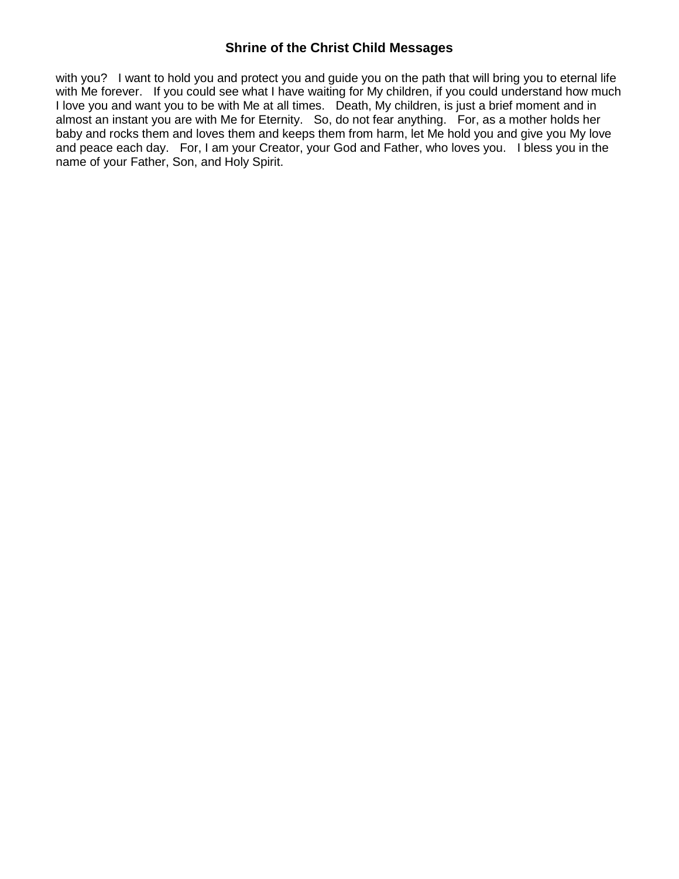with you? I want to hold you and protect you and guide you on the path that will bring you to eternal life with Me forever. If you could see what I have waiting for My children, if you could understand how much I love you and want you to be with Me at all times. Death, My children, is just a brief moment and in almost an instant you are with Me for Eternity. So, do not fear anything. For, as a mother holds her baby and rocks them and loves them and keeps them from harm, let Me hold you and give you My love and peace each day. For, I am your Creator, your God and Father, who loves you. I bless you in the name of your Father, Son, and Holy Spirit.